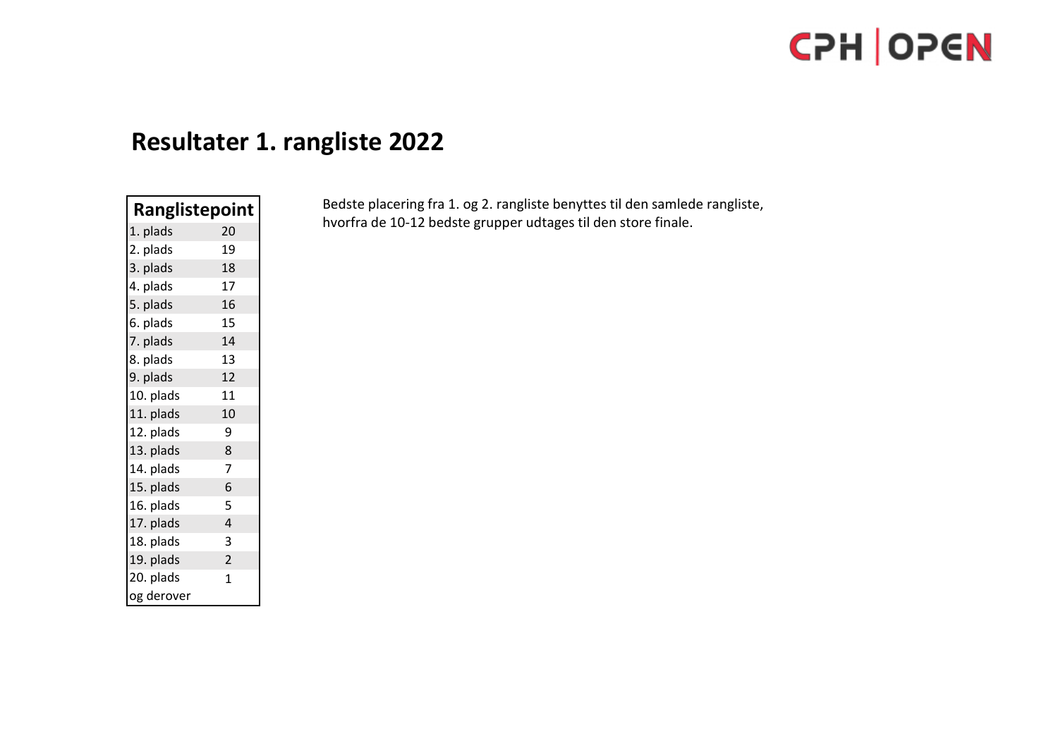# Resultater 1. rangliste 2022

| Ranglistepoint | |
|---|---|
| 1. plads | 20 |
| 2. plads | 19 |
| 3. plads | 18 |
| 4. plads | 17 |
| 5. plads | 16 |
| 6. plads | 15 |
| 7. plads | 14 |
| 8. plads | 13 |
| 9. plads | 12 |
| 10. plads | 11 |
| 11. plads | 10 |
| 12. plads | 9 |
| 13. plads | 8 |
| 14. plads | 7 |
| 15. plads | 6 |
| 16. plads | 5 |
| 17. plads | 4 |
| 18. plads | 3 |
| 19. plads | 2 |
| 20. plads og derover | 1 |

Bedste placering fra 1. og 2. rangliste benyttes til den samlede rangliste, hvorfra de 10-12 bedste grupper udtages til den store finale.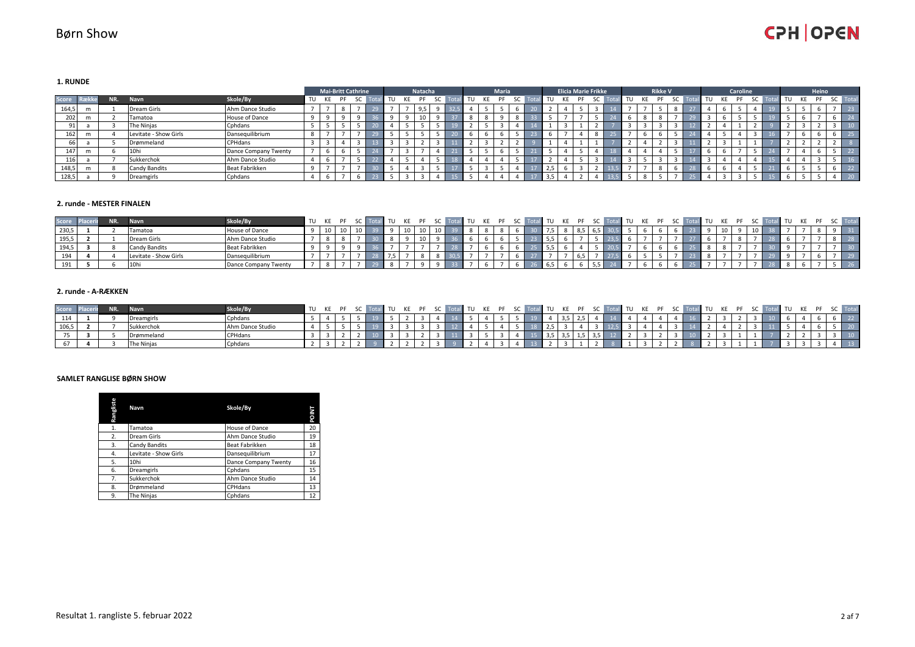# Børn Show

## 1. RUNDE

| | | | | | Mai-Britt Cathrine | | | | | Natacha | | | | | Maria | | | | | Elicia Marie Frikke | | | | | Rikke V | | | | | Caroline | | | | | Heino | | | | |
|---|---|---|---|---|---|---|---|---|---|---|---|---|---|---|---|---|---|---|---|---|---|---|---|---|---|---|---|---|---|---|---|---|---|---|---|---|---|---|---|
| Score | Række | NR. | Navn | Skole/By | TU | KE | PF | SC | Total | TU | KE | PF | SC | Total | TU | KE | PF | SC | Total | TU | KE | PF | SC | Total | TU | KE | PF | SC | Total | TU | KE | PF | SC | Total | TU | KE | PF | SC | Total |
| 164,5 | m | 1 | Dream Girls | Ahm Dance Studio | 7 | 7 | 8 | 7 | 29 | 7 | 7 | 9,5 | 9 | 32,5 | 4 | 5 | 5 | 6 | 20 | 2 | 4 | 5 | 3 | 14 | 7 | 7 | 5 | 8 | 27 | 4 | 6 | 5 | 4 | 19 | 5 | 5 | 6 | 7 | 23 |
| 202 | m | 2 | Tamatoa | House of Dance | 9 | 9 | 9 | 9 | 36 | 9 | 9 | 10 | 9 | 37 | 8 | 8 | 9 | 8 | 33 | 5 | 7 | 7 | 5 | 24 | 6 | 8 | 8 | 7 | 29 | 3 | 6 | 5 | 5 | 19 | 5 | 6 | 7 | 6 | 24 |
| 91 | a | 3 | The Ninjas | Cphdans | 5 | 5 | 5 | 5 | 20 | 4 | 5 | 5 | 5 | 19 | 2 | 5 | 3 | 4 | 14 | 1 | 3 | 1 | 2 | 7 | 3 | 3 | 3 | 3 | 12 | 2 | 4 | 1 | 2 | 9 | 2 | 3 | 2 | 3 | 10 |
| 162 | m | 4 | Levitate - Show Girls | Dansequilibrium | 8 | 7 | 7 | 7 | 29 | 5 | 5 | 5 | 5 | 20 | 6 | 6 | 6 | 5 | 23 | 6 | 7 | 4 | 8 | 25 | 7 | 6 | 6 | 5 | 24 | 4 | 5 | 4 | 3 | 16 | 7 | 6 | 6 | 6 | 25 |
| 66 | a | 5 | Drømmeland | CPHdans | 3 | 3 | 4 | 3 | 13 | 3 | 3 | 2 | 3 | 11 | 2 | 3 | 2 | 2 | 9 | 1 | 4 | 1 | 1 | 7 | 2 | 4 | 2 | 3 | 11 | 2 | 3 | 1 | 1 | 7 | 2 | 2 | 2 | 2 | 8 |
| 147 | m | 6 | 10hi | Dance Company Twenty | 7 | 6 | 6 | 5 | 24 | 7 | 3 | 7 | 4 | 21 | 5 | 5 | 6 | 5 | 21 | 5 | 4 | 5 | 4 | 18 | 4 | 4 | 4 | 5 | 17 | 6 | 6 | 7 | 5 | 24 | 7 | 4 | 6 | 5 | 22 |
| 116 | a | 7 | Sukkerchok | Ahm Dance Studio | 4 | 6 | 7 | 5 | 22 | 4 | 5 | 4 | 5 | 18 | 4 | 4 | 4 | 5 | 17 | 2 | 4 | 5 | 3 | 14 | 3 | 5 | 3 | 3 | 14 | 3 | 4 | 4 | 4 | 15 | 4 | 4 | 3 | 5 | 16 |
| 148,5 | m | 8 | Candy Bandits | Beat Fabrikken | 9 | 7 | 7 | 7 | 30 | 5 | 4 | 3 | 5 | 17 | 5 | 3 | 5 | 4 | 17 | 2,5 | 6 | 3 | 2 | 13,5 | 7 | 7 | 8 | 6 | 28 | 6 | 6 | 4 | 5 | 21 | 6 | 5 | 5 | 6 | 22 |
| 128,5 | a | 9 | Dreamgirls | Cphdans | 4 | 6 | 7 | 6 | 23 | 5 | 3 | 3 | 4 | 15 | 5 | 4 | 4 | 4 | 17 | 3,5 | 4 | 2 | 4 | 13,5 | 5 | 8 | 5 | 7 | 25 | 4 | 3 | 3 | 5 | 15 | 6 | 5 | 5 | 4 | 20 |

## 2. runde - MESTER FINALEN

| Score | Placering | NR. | Navn | Skole/By | TU | KE | PF | SC | Total | TU | KE | PF | SC | Total | TU | KE | PF | SC | Total | TU | KE | PF | SC | Total | TU | KE | PF | SC | Total | TU | KE | PF | SC | Total | TU | KE | PF | SC | Total |
|---|---|---|---|---|---|---|---|---|---|---|---|---|---|---|---|---|---|---|---|---|---|---|---|---|---|---|---|---|---|---|---|---|---|---|---|---|---|---|---|
| 230,5 | 1 | 2 | Tamatoa | House of Dance | 9 | 10 | 10 | 10 | 39 | 9 | 10 | 10 | 10 | 39 | 8 | 8 | 8 | 6 | 30 | 7,5 | 8 | 8,5 | 6,5 | 30,5 | 5 | 6 | 6 | 6 | 23 | 9 | 10 | 9 | 10 | 38 | 7 | 7 | 8 | 9 | 31 |
| 195,5 | 2 | 1 | Dream Girls | Ahm Dance Studio | 7 | 8 | 8 | 7 | 30 | 8 | 9 | 10 | 9 | 36 | 6 | 6 | 6 | 5 | 23 | 5,5 | 6 | 7 | 5 | 23,5 | 6 | 7 | 7 | 7 | 27 | 6 | 7 | 8 | 7 | 28 | 6 | 7 | 7 | 8 | 28 |
| 194,5 | 3 | 8 | Candy Bandits | Beat Fabrikken | 9 | 9 | 9 | 9 | 36 | 7 | 7 | 7 | 7 | 28 | 7 | 6 | 6 | 6 | 25 | 5,5 | 6 | 4 | 5 | 20,5 | 7 | 6 | 6 | 6 | 25 | 8 | 8 | 7 | 7 | 30 | 9 | 7 | 7 | 7 | 30 |
| 194 | 4 | 4 | Levitate - Show Girls | Dansequilibrium | 7 | 7 | 7 | 7 | 28 | 7,5 | 7 | 8 | 8 | 30,5 | 7 | 7 | 7 | 6 | 27 | 7 | 7 | 6,5 | 7 | 27,5 | 6 | 5 | 5 | 7 | 23 | 8 | 7 | 7 | 7 | 29 | 9 | 7 | 6 | 7 | 29 |
| 191 | 5 | 6 | 10hi | Dance Company Twenty | 7 | 8 | 7 | 7 | 29 | 8 | 7 | 9 | 9 | 33 | 7 | 6 | 7 | 6 | 26 | 6,5 | 6 | 6 | 5,5 | 24 | 7 | 6 | 6 | 6 | 25 | 7 | 7 | 7 | 7 | 28 | 8 | 6 | 7 | 5 | 26 |

## 2. runde - A-RÆKKEN

| Score | Placering | NR. | Navn | Skole/By | TU | KE | PF | SC | Total | TU | KE | PF | SC | Total | TU | KE | PF | SC | Total | TU | KE | PF | SC | Total | TU | KE | PF | SC | Total | TU | KE | PF | SC | Total | TU | KE | PF | SC | Total |
|---|---|---|---|---|---|---|---|---|---|---|---|---|---|---|---|---|---|---|---|---|---|---|---|---|---|---|---|---|---|---|---|---|---|---|---|---|---|---|---|
| 114 | 1 | 9 | Dreamgirls | Cphdans | 5 | 4 | 5 | 5 | 19 | 5 | 2 | 3 | 4 | 14 | 5 | 4 | 5 | 5 | 19 | 4 | 3,5 | 2,5 | 4 | 14 | 4 | 4 | 4 | 4 | 16 | 2 | 3 | 2 | 3 | 10 | 6 | 4 | 6 | 6 | 22 |
| 106,5 | 2 | 7 | Sukkerchok | Ahm Dance Studio | 4 | 5 | 5 | 5 | 19 | 3 | 3 | 3 | 3 | 12 | 4 | 5 | 4 | 5 | 18 | 2,5 | 3 | 4 | 3 | 12,5 | 3 | 4 | 4 | 3 | 14 | 2 | 4 | 2 | 3 | 11 | 5 | 4 | 6 | 5 | 20 |
| 75 | 3 | 5 | Drømmeland | CPHdans | 3 | 3 | 2 | 2 | 10 | 3 | 3 | 2 | 3 | 11 | 3 | 5 | 3 | 4 | 15 | 3,5 | 3,5 | 1,5 | 3,5 | 12 | 2 | 3 | 2 | 3 | 10 | 2 | 3 | 1 | 1 | 7 | 2 | 2 | 3 | 3 | 10 |
| 67 | 4 | 3 | The Ninjas | Cphdans | 2 | 3 | 2 | 2 | 9 | 2 | 2 | 2 | 3 | 9 | 2 | 4 | 3 | 4 | 13 | 2 | 3 | 1 | 2 | 8 | 1 | 3 | 2 | 2 | 8 | 2 | 3 | 1 | 1 | 7 | 3 | 3 | 3 | 4 | 13 |

## SAMLET RANGLISE BØRN SHOW

| Rangliste | Navn | Skole/By | POINT |
|---|---|---|---|
| 1. | Tamatoa | House of Dance | 20 |
| 2. | Dream Girls | Ahm Dance Studio | 19 |
| 3. | Candy Bandits | Beat Fabrikken | 18 |
| 4. | Levitate - Show Girls | Dansequilibrium | 17 |
| 5. | 10hi | Dance Company Twenty | 16 |
| 6. | Dreamgirls | Cphdans | 15 |
| 7. | Sukkerchok | Ahm Dance Studio | 14 |
| 8. | Drømmeland | CPHdans | 13 |
| 9. | The Ninjas | Cphdans | 12 |

Resultat 1. rangliste 5. februar 2022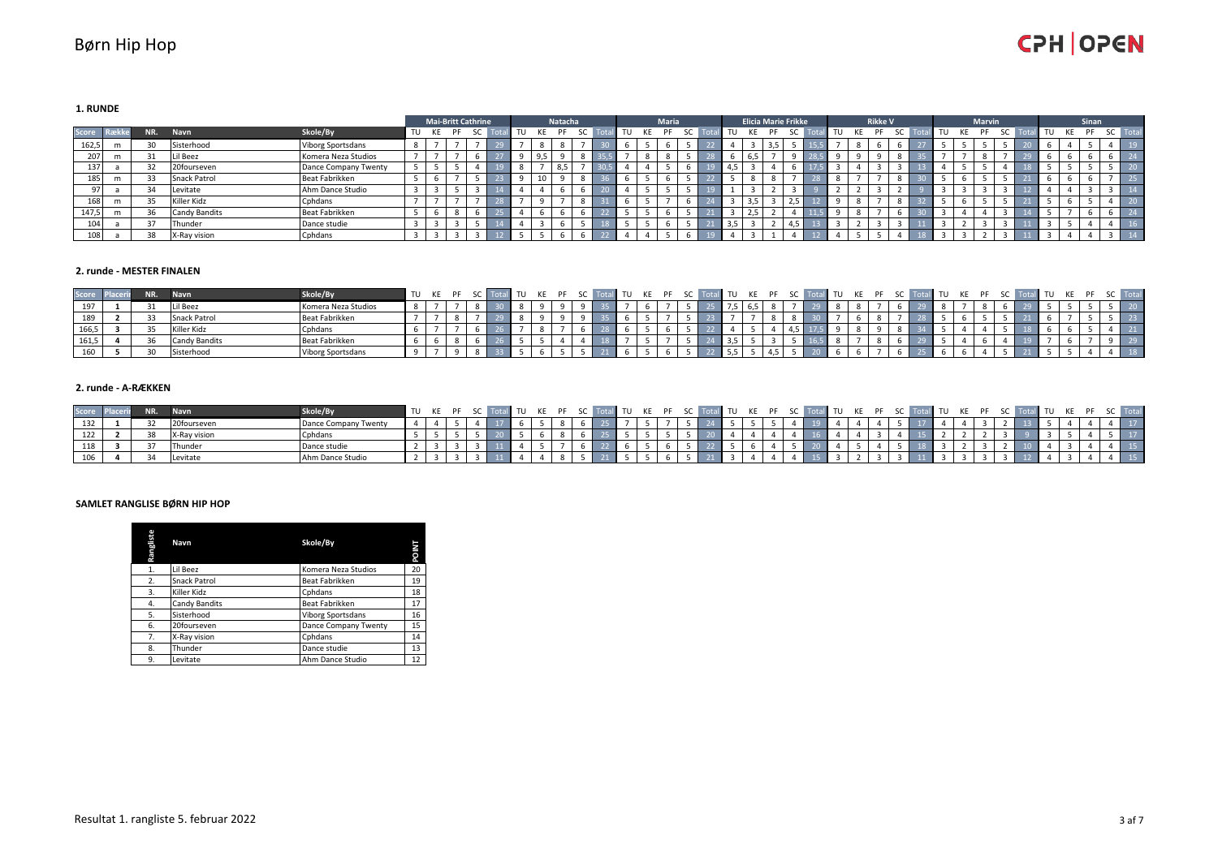# Børn Hip Hop

CPH | OPEN

### 1. RUNDE

| | | | | | Mai-Britt Cathrine | | | | | Natacha | | | | | Maria | | | | | Elicia Marie Frikke | | | | | Rikke V | | | | | Marvin | | | | | Sinan | | | | |
|---|---|---|---|---|---|---|---|---|---|---|---|---|---|---|---|---|---|---|---|---|---|---|---|---|---|---|---|---|---|---|---|---|---|---|---|---|---|---|---|
| Score | Række | NR. | Navn | Skole/By | TU | KE | PF | SC | Total | TU | KE | PF | SC | Total | TU | KE | PF | SC | Total | TU | KE | PF | SC | Total | TU | KE | PF | SC | Total | TU | KE | PF | SC | Total | TU | KE | PF | SC | Total |
| 162,5 | m | 30 | Sisterhood | Viborg Sportsdans | 8 | 7 | 7 | 7 | 29 | 7 | 8 | 8 | 7 | 30 | 6 | 5 | 6 | 5 | 22 | 4 | 3 | 3,5 | 5 | 15,5 | 7 | 8 | 6 | 6 | 27 | 5 | 5 | 5 | 5 | 20 | 6 | 4 | 5 | 4 | 19 |
| 207 | m | 31 | Lil Beez | Komera Neza Studios | 7 | 7 | 7 | 6 | 27 | 9 | 9,5 | 9 | 8 | 35,5 | 7 | 8 | 8 | 5 | 28 | 6 | 6,5 | 7 | 9 | 28,5 | 9 | 9 | 9 | 8 | 35 | 7 | 7 | 8 | 7 | 29 | 6 | 6 | 6 | 6 | 24 |
| 137 | a | 32 | 20fourseven | Dance Company Twenty | 5 | 5 | 5 | 4 | 19 | 8 | 7 | 8,5 | 7 | 30,5 | 4 | 4 | 5 | 6 | 19 | 4,5 | 3 | 4 | 6 | 17,5 | 3 | 4 | 3 | 3 | 13 | 4 | 5 | 5 | 4 | 18 | 5 | 5 | 5 | 5 | 20 |
| 185 | m | 33 | Snack Patrol | Beat Fabrikken | 5 | 6 | 7 | 5 | 23 | 9 | 10 | 9 | 8 | 36 | 6 | 5 | 6 | 5 | 22 | 5 | 8 | 8 | 7 | 28 | 8 | 7 | 7 | 8 | 30 | 5 | 6 | 5 | 5 | 21 | 6 | 6 | 6 | 7 | 25 |
| 97 | a | 34 | Levitate | Ahm Dance Studio | 3 | 3 | 5 | 3 | 14 | 4 | 4 | 6 | 6 | 20 | 4 | 5 | 5 | 5 | 19 | 1 | 3 | 2 | 3 | 9 | 2 | 2 | 3 | 2 | 9 | 3 | 3 | 3 | 3 | 12 | 4 | 4 | 3 | 3 | 14 |
| 168 | m | 35 | Killer Kidz | Cphdans | 7 | 7 | 7 | 7 | 28 | 7 | 9 | 7 | 8 | 31 | 6 | 5 | 7 | 6 | 24 | 3 | 3,5 | 3 | 2,5 | 12 | 9 | 8 | 7 | 8 | 32 | 5 | 6 | 5 | 5 | 21 | 5 | 6 | 5 | 4 | 20 |
| 147,5 | m | 36 | Candy Bandits | Beat Fabrikken | 5 | 6 | 8 | 6 | 25 | 4 | 6 | 6 | 6 | 22 | 5 | 5 | 6 | 5 | 21 | 3 | 2,5 | 2 | 4 | 11,5 | 9 | 8 | 7 | 6 | 30 | 3 | 4 | 4 | 3 | 14 | 5 | 7 | 6 | 6 | 24 |
| 104 | a | 37 | Thunder | Dance studie | 3 | 3 | 3 | 5 | 14 | 4 | 3 | 6 | 5 | 18 | 5 | 5 | 6 | 5 | 21 | 3,5 | 3 | 2 | 4,5 | 13 | 3 | 2 | 3 | 3 | 11 | 3 | 2 | 3 | 3 | 11 | 3 | 5 | 4 | 4 | 16 |
| 108 | a | 38 | X-Ray vision | Cphdans | 3 | 3 | 3 | 3 | 12 | 5 | 5 | 6 | 6 | 22 | 4 | 4 | 5 | 6 | 19 | 4 | 3 | 1 | 4 | 12 | 4 | 5 | 5 | 4 | 18 | 3 | 3 | 2 | 3 | 11 | 3 | 4 | 4 | 3 | 14 |

### 2. runde - MESTER FINALEN

| Score | Placering | NR. | Navn | Skole/By | TU | KE | PF | SC | Total | TU | KE | PF | SC | Total | TU | KE | PF | SC | Total | TU | KE | PF | SC | Total | TU | KE | PF | SC | Total | TU | KE | PF | SC | Total | TU | KE | PF | SC | Total |
|---|---|---|---|---|---|---|---|---|---|---|---|---|---|---|---|---|---|---|---|---|---|---|---|---|---|---|---|---|---|---|---|---|---|---|---|---|---|---|---|
| 197 | 1 | 31 | Lil Beez | Komera Neza Studios | 8 | 7 | 7 | 8 | 30 | 8 | 9 | 9 | 9 | 35 | 7 | 6 | 7 | 5 | 25 | 7,5 | 6,5 | 8 | 7 | 29 | 8 | 8 | 7 | 6 | 29 | 8 | 7 | 8 | 6 | 29 | 5 | 5 | 5 | 5 | 20 |
| 189 | 2 | 33 | Snack Patrol | Beat Fabrikken | 7 | 7 | 8 | 7 | 29 | 8 | 9 | 9 | 9 | 35 | 6 | 5 | 7 | 5 | 23 | 7 | 7 | 8 | 8 | 30 | 7 | 6 | 8 | 7 | 28 | 5 | 6 | 5 | 5 | 21 | 6 | 7 | 5 | 5 | 23 |
| 166,5 | 3 | 35 | Killer Kidz | Cphdans | 6 | 7 | 7 | 6 | 26 | 7 | 8 | 7 | 6 | 28 | 6 | 5 | 6 | 5 | 22 | 4 | 5 | 4 | 4,5 | 17,5 | 9 | 8 | 9 | 8 | 34 | 5 | 4 | 4 | 5 | 18 | 6 | 6 | 5 | 4 | 21 |
| 161,5 | 4 | 36 | Candy Bandits | Beat Fabrikken | 6 | 6 | 8 | 6 | 26 | 5 | 5 | 4 | 4 | 18 | 7 | 5 | 7 | 5 | 24 | 3,5 | 5 | 3 | 5 | 16,5 | 8 | 7 | 8 | 6 | 29 | 5 | 4 | 6 | 4 | 19 | 7 | 6 | 7 | 9 | 29 |
| 160 | 5 | 30 | Sisterhood | Viborg Sportsdans | 9 | 7 | 9 | 8 | 33 | 5 | 6 | 5 | 5 | 21 | 6 | 5 | 6 | 5 | 22 | 5,5 | 5 | 4,5 | 5 | 20 | 6 | 6 | 7 | 6 | 25 | 6 | 6 | 4 | 5 | 21 | 5 | 5 | 4 | 4 | 18 |

### 2. runde - A-RÆKKEN

| Score | Placering | NR. | Navn | Skole/By | TU | KE | PF | SC | Total | TU | KE | PF | SC | Total | TU | KE | PF | SC | Total | TU | KE | PF | SC | Total | TU | KE | PF | SC | Total | TU | KE | PF | SC | Total | TU | KE | PF | SC | Total |
|---|---|---|---|---|---|---|---|---|---|---|---|---|---|---|---|---|---|---|---|---|---|---|---|---|---|---|---|---|---|---|---|---|---|---|---|---|---|---|---|
| 132 | 1 | 32 | 20fourseven | Dance Company Twenty | 4 | 4 | 5 | 4 | 17 | 6 | 5 | 8 | 6 | 25 | 7 | 5 | 7 | 5 | 24 | 5 | 5 | 5 | 4 | 19 | 4 | 4 | 4 | 5 | 17 | 4 | 4 | 3 | 2 | 13 | 5 | 4 | 4 | 4 | 17 |
| 122 | 2 | 38 | X-Ray vision | Cphdans | 5 | 5 | 5 | 5 | 20 | 5 | 6 | 8 | 6 | 25 | 5 | 5 | 5 | 5 | 20 | 4 | 4 | 4 | 4 | 16 | 4 | 4 | 3 | 4 | 15 | 2 | 2 | 2 | 3 | 9 | 3 | 5 | 4 | 5 | 17 |
| 118 | 3 | 37 | Thunder | Dance studie | 2 | 3 | 3 | 3 | 11 | 4 | 5 | 7 | 6 | 22 | 6 | 5 | 6 | 5 | 22 | 5 | 6 | 4 | 5 | 20 | 4 | 5 | 4 | 5 | 18 | 3 | 2 | 3 | 2 | 10 | 4 | 3 | 4 | 4 | 15 |
| 106 | 4 | 34 | Levitate | Ahm Dance Studio | 2 | 3 | 3 | 3 | 11 | 4 | 4 | 8 | 5 | 21 | 5 | 5 | 6 | 5 | 21 | 3 | 4 | 4 | 4 | 15 | 3 | 2 | 3 | 3 | 11 | 3 | 3 | 3 | 3 | 12 | 4 | 3 | 4 | 4 | 15 |

### SAMLET RANGLISE BØRN HIP HOP

| Rangliste | Navn | Skole/By | POINT |
|---|---|---|---|
| 1. | Lil Beez | Komera Neza Studios | 20 |
| 2. | Snack Patrol | Beat Fabrikken | 19 |
| 3. | Killer Kidz | Cphdans | 18 |
| 4. | Candy Bandits | Beat Fabrikken | 17 |
| 5. | Sisterhood | Viborg Sportsdans | 16 |
| 6. | 20fourseven | Dance Company Twenty | 15 |
| 7. | X-Ray vision | Cphdans | 14 |
| 8. | Thunder | Dance studie | 13 |
| 9. | Levitate | Ahm Dance Studio | 12 |

Resultat 1. rangliste 5. februar 2022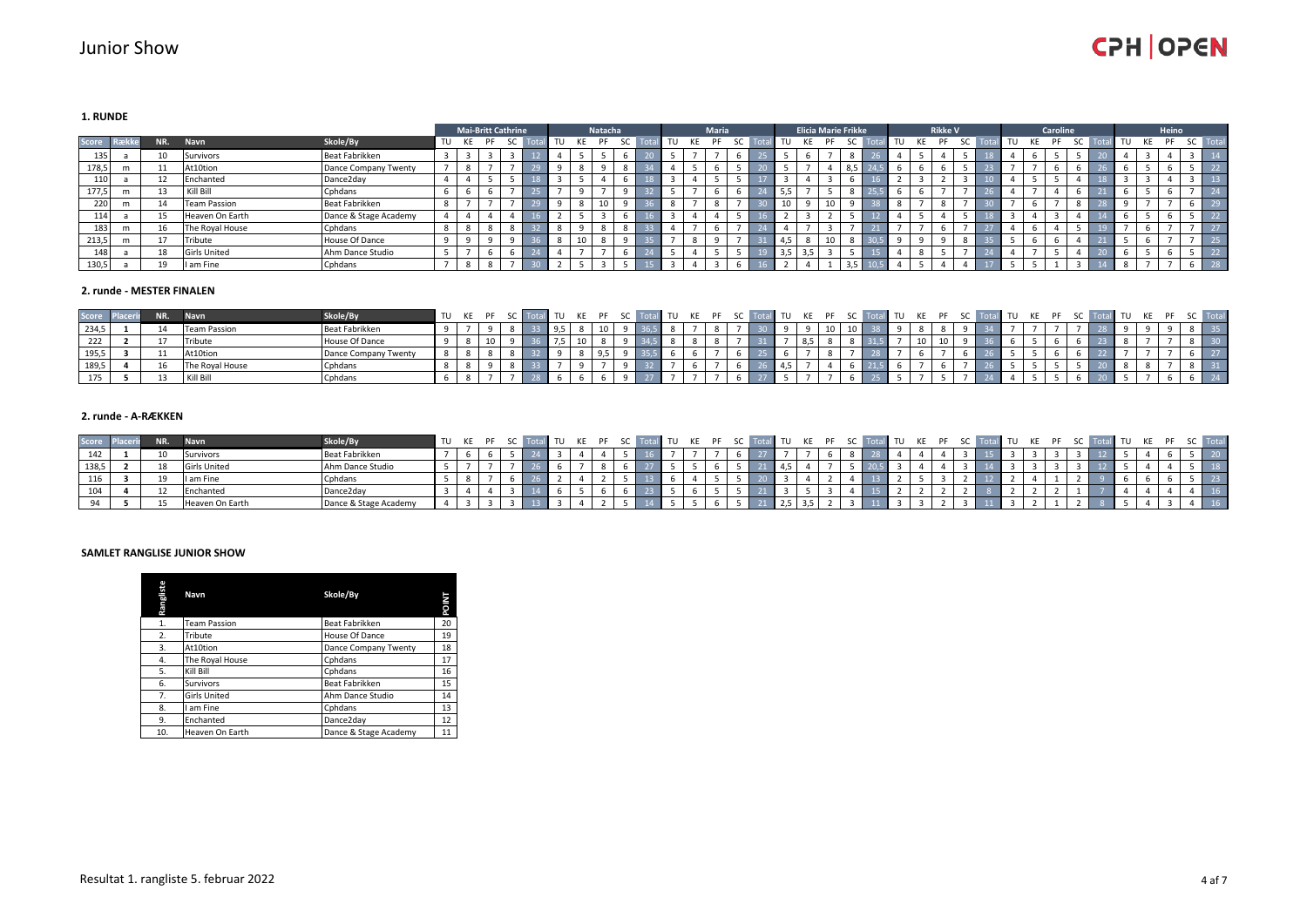# Junior Show

### 1. RUNDE

| | | | | | Mai-Britt Cathrine | | | | | Natacha | | | | | Maria | | | | | Elicia Marie Frikke | | | | | Rikke V | | | | | Caroline | | | | | Heino | | | | |
|---|---|---|---|---|---|---|---|---|---|---|---|---|---|---|---|---|---|---|---|---|---|---|---|---|---|---|---|---|---|---|---|---|---|---|---|---|---|---|---|
| Score | Række | NR. | Navn | Skole/By | TU | KE | PF | SC | Total | TU | KE | PF | SC | Total | TU | KE | PF | SC | Total | TU | KE | PF | SC | Total | TU | KE | PF | SC | Total | TU | KE | PF | SC | Total | TU | KE | PF | SC | Total |
| 135 | a | 10 | Survivors | Beat Fabrikken | 3 | 3 | 3 | 3 | 12 | 4 | 5 | 5 | 6 | 20 | 5 | 7 | 7 | 6 | 25 | 5 | 6 | 7 | 8 | 26 | 4 | 5 | 4 | 5 | 18 | 4 | 6 | 5 | 5 | 20 | 4 | 3 | 4 | 3 | 14 |
| 178,5 | m | 11 | At10tion | Dance Company Twenty | 7 | 8 | 7 | 7 | 29 | 9 | 8 | 9 | 8 | 34 | 4 | 5 | 6 | 5 | 20 | 5 | 7 | 4 | 8,5 | 24,5 | 6 | 6 | 6 | 5 | 23 | 7 | 7 | 6 | 6 | 26 | 6 | 5 | 6 | 5 | 22 |
| 110 | a | 12 | Enchanted | Dance2day | 4 | 4 | 5 | 5 | 18 | 3 | 5 | 4 | 6 | 18 | 3 | 4 | 5 | 5 | 17 | 3 | 4 | 3 | 6 | 16 | 2 | 3 | 2 | 3 | 10 | 4 | 5 | 5 | 4 | 18 | 3 | 3 | 4 | 3 | 13 |
| 177,5 | m | 13 | Kill Bill | Cphdans | 6 | 6 | 6 | 7 | 25 | 7 | 9 | 7 | 9 | 32 | 5 | 7 | 6 | 6 | 24 | 5,5 | 7 | 5 | 8 | 25,5 | 6 | 6 | 7 | 7 | 26 | 4 | 7 | 4 | 6 | 21 | 6 | 5 | 6 | 7 | 24 |
| 220 | m | 14 | Team Passion | Beat Fabrikken | 8 | 7 | 7 | 7 | 29 | 9 | 8 | 10 | 9 | 36 | 8 | 7 | 8 | 7 | 30 | 10 | 9 | 10 | 9 | 38 | 8 | 7 | 8 | 7 | 30 | 7 | 6 | 7 | 8 | 28 | 9 | 7 | 7 | 6 | 29 |
| 114 | a | 15 | Heaven On Earth | Dance & Stage Academy | 4 | 4 | 4 | 4 | 16 | 2 | 5 | 3 | 6 | 16 | 3 | 4 | 4 | 5 | 16 | 2 | 3 | 2 | 5 | 12 | 4 | 5 | 4 | 5 | 18 | 3 | 4 | 3 | 4 | 14 | 6 | 5 | 6 | 5 | 22 |
| 183 | m | 16 | The Royal House | Cphdans | 8 | 8 | 8 | 8 | 32 | 8 | 9 | 8 | 8 | 33 | 4 | 7 | 6 | 7 | 24 | 4 | 7 | 3 | 7 | 21 | 7 | 7 | 6 | 7 | 27 | 4 | 6 | 4 | 5 | 19 | 7 | 6 | 7 | 7 | 27 |
| 213,5 | m | 17 | Tribute | House Of Dance | 9 | 9 | 9 | 9 | 36 | 8 | 10 | 8 | 9 | 35 | 7 | 8 | 9 | 7 | 31 | 4,5 | 8 | 10 | 8 | 30,5 | 9 | 9 | 9 | 8 | 35 | 5 | 6 | 6 | 4 | 21 | 5 | 6 | 7 | 7 | 25 |
| 148 | a | 18 | Girls United | Ahm Dance Studio | 5 | 7 | 6 | 6 | 24 | 4 | 7 | 7 | 6 | 24 | 5 | 4 | 5 | 5 | 19 | 3,5 | 3,5 | 3 | 5 | 15 | 4 | 8 | 5 | 7 | 24 | 4 | 7 | 5 | 4 | 20 | 6 | 5 | 6 | 5 | 22 |
| 130,5 | a | 19 | I am Fine | Cphdans | 7 | 8 | 8 | 7 | 30 | 2 | 5 | 3 | 5 | 15 | 3 | 4 | 3 | 6 | 16 | 2 | 4 | 1 | 3,5 | 10,5 | 4 | 5 | 4 | 4 | 17 | 5 | 5 | 1 | 3 | 14 | 8 | 7 | 7 | 6 | 28 |

### 2. runde - MESTER FINALEN

| Score | Placering | NR. | Navn | Skole/By | TU | KE | PF | SC | Total | TU | KE | PF | SC | Total | TU | KE | PF | SC | Total | TU | KE | PF | SC | Total | TU | KE | PF | SC | Total | TU | KE | PF | SC | Total | TU | KE | PF | SC | Total |
|---|---|---|---|---|---|---|---|---|---|---|---|---|---|---|---|---|---|---|---|---|---|---|---|---|---|---|---|---|---|---|---|---|---|---|---|---|---|---|---|
| 234,5 | 1 | 14 | Team Passion | Beat Fabrikken | 9 | 7 | 9 | 8 | 33 | 9,5 | 8 | 10 | 9 | 36,5 | 8 | 7 | 8 | 7 | 30 | 9 | 9 | 10 | 10 | 38 | 9 | 8 | 8 | 9 | 34 | 7 | 7 | 7 | 7 | 28 | 9 | 9 | 9 | 8 | 35 |
| 222 | 2 | 17 | Tribute | House Of Dance | 9 | 8 | 10 | 9 | 36 | 7,5 | 10 | 8 | 9 | 34,5 | 8 | 8 | 8 | 7 | 31 | 7 | 8,5 | 8 | 8 | 31,5 | 7 | 10 | 10 | 9 | 36 | 6 | 5 | 6 | 6 | 23 | 8 | 7 | 7 | 8 | 30 |
| 195,5 | 3 | 11 | At10tion | Dance Company Twenty | 8 | 8 | 8 | 8 | 32 | 9 | 8 | 9,5 | 9 | 35,5 | 6 | 6 | 7 | 6 | 25 | 6 | 7 | 8 | 7 | 28 | 7 | 6 | 7 | 6 | 26 | 5 | 5 | 6 | 6 | 22 | 7 | 7 | 7 | 6 | 27 |
| 189,5 | 4 | 16 | The Royal House | Cphdans | 8 | 8 | 9 | 8 | 33 | 7 | 9 | 7 | 9 | 32 | 7 | 6 | 7 | 6 | 26 | 4,5 | 7 | 4 | 6 | 21,5 | 6 | 7 | 6 | 7 | 26 | 5 | 5 | 5 | 5 | 20 | 8 | 8 | 7 | 8 | 31 |
| 175 | 5 | 13 | Kill Bill | Cphdans | 6 | 8 | 7 | 7 | 28 | 6 | 6 | 6 | 9 | 27 | 7 | 7 | 7 | 6 | 27 | 5 | 7 | 7 | 6 | 25 | 5 | 7 | 5 | 7 | 24 | 4 | 5 | 5 | 6 | 20 | 5 | 7 | 6 | 6 | 24 |

### 2. runde - A-RÆKKEN

| Score | Placering | NR. | Navn | Skole/By | TU | KE | PF | SC | Total | TU | KE | PF | SC | Total | TU | KE | PF | SC | Total | TU | KE | PF | SC | Total | TU | KE | PF | SC | Total | TU | KE | PF | SC | Total | TU | KE | PF | SC | Total |
|---|---|---|---|---|---|---|---|---|---|---|---|---|---|---|---|---|---|---|---|---|---|---|---|---|---|---|---|---|---|---|---|---|---|---|---|---|---|---|---|
| 142 | 1 | 10 | Survivors | Beat Fabrikken | 7 | 6 | 6 | 5 | 24 | 3 | 4 | 4 | 5 | 16 | 7 | 7 | 7 | 6 | 27 | 7 | 7 | 6 | 8 | 28 | 4 | 4 | 4 | 3 | 15 | 3 | 3 | 3 | 3 | 12 | 5 | 4 | 6 | 5 | 20 |
| 138,5 | 2 | 18 | Girls United | Ahm Dance Studio | 5 | 7 | 7 | 7 | 26 | 6 | 7 | 8 | 6 | 27 | 5 | 5 | 6 | 5 | 21 | 4,5 | 4 | 7 | 5 | 20,5 | 3 | 4 | 4 | 3 | 14 | 3 | 3 | 3 | 3 | 12 | 5 | 4 | 4 | 5 | 18 |
| 116 | 3 | 19 | I am Fine | Cphdans | 5 | 8 | 7 | 6 | 26 | 2 | 4 | 2 | 5 | 13 | 6 | 4 | 5 | 5 | 20 | 3 | 4 | 2 | 4 | 13 | 2 | 5 | 3 | 2 | 12 | 2 | 4 | 1 | 2 | 9 | 6 | 6 | 6 | 5 | 23 |
| 104 | 4 | 12 | Enchanted | Dance2day | 3 | 4 | 4 | 3 | 14 | 6 | 5 | 6 | 6 | 23 | 5 | 6 | 5 | 5 | 21 | 3 | 5 | 3 | 4 | 15 | 2 | 2 | 2 | 2 | 8 | 2 | 2 | 2 | 1 | 7 | 4 | 4 | 4 | 4 | 16 |
| 94 | 5 | 15 | Heaven On Earth | Dance & Stage Academy | 4 | 3 | 3 | 3 | 13 | 3 | 4 | 2 | 5 | 14 | 5 | 5 | 6 | 5 | 21 | 2,5 | 3,5 | 2 | 3 | 11 | 3 | 3 | 2 | 3 | 11 | 3 | 2 | 1 | 2 | 8 | 5 | 4 | 3 | 4 | 16 |

### SAMLET RANGLISE JUNIOR SHOW

| Rangliste | Navn | Skole/By | POINT |
|---|---|---|---|
| 1. | Team Passion | Beat Fabrikken | 20 |
| 2. | Tribute | House Of Dance | 19 |
| 3. | At10tion | Dance Company Twenty | 18 |
| 4. | The Royal House | Cphdans | 17 |
| 5. | Kill Bill | Cphdans | 16 |
| 6. | Survivors | Beat Fabrikken | 15 |
| 7. | Girls United | Ahm Dance Studio | 14 |
| 8. | I am Fine | Cphdans | 13 |
| 9. | Enchanted | Dance2day | 12 |
| 10. | Heaven On Earth | Dance & Stage Academy | 11 |

Resultat 1. rangliste 5. februar 2022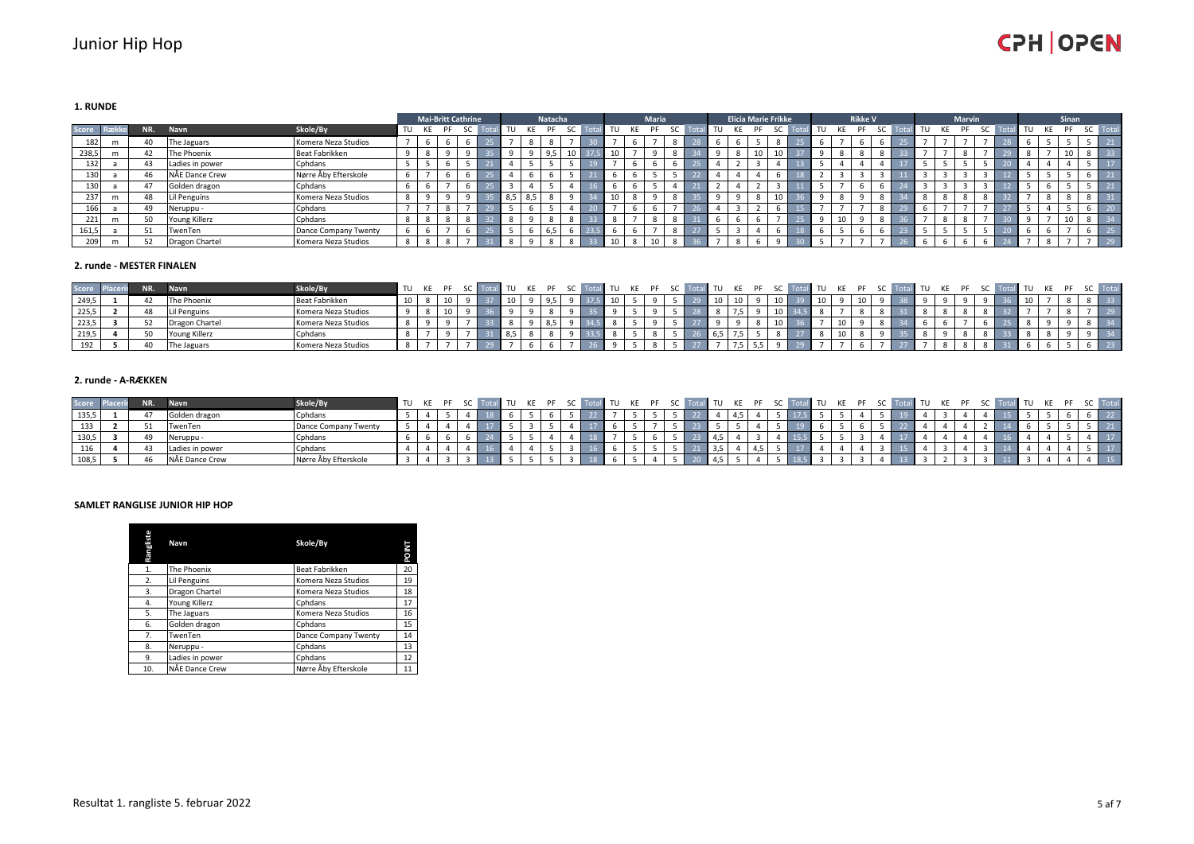# Junior Hip Hop

CPH | OPEN

## 1. RUNDE

| | | | | | Mai-Britt Cathrine | | | | | Natacha | | | | | Maria | | | | | Elicia Marie Frikke | | | | | Rikke V | | | | | Marvin | | | | | Sinan | | | | |
|---|---|---|---|---|---|---|---|---|---|---|---|---|---|---|---|---|---|---|---|---|---|---|---|---|---|---|---|---|---|---|---|---|---|---|---|---|---|---|---|
| Score | Række | NR. | Navn | Skole/By | TU | KE | PF | SC | Total | TU | KE | PF | SC | Total | TU | KE | PF | SC | Total | TU | KE | PF | SC | Total | TU | KE | PF | SC | Total | TU | KE | PF | SC | Total | TU | KE | PF | SC | Total |
| 182 | m | 40 | The Jaguars | Komera Neza Studios | 7 | 6 | 6 | 6 | 25 | 7 | 8 | 8 | 7 | 30 | 7 | 6 | 7 | 8 | 28 | 6 | 6 | 5 | 8 | 25 | 6 | 7 | 6 | 6 | 25 | 7 | 7 | 7 | 7 | 28 | 6 | 5 | 5 | 5 | 21 |
| 238,5 | m | 42 | The Phoenix | Beat Fabrikken | 9 | 8 | 9 | 9 | 35 | 9 | 9 | 9,5 | 10 | 37,5 | 10 | 7 | 9 | 8 | 34 | 9 | 8 | 10 | 10 | 37 | 9 | 8 | 8 | 8 | 33 | 7 | 7 | 8 | 7 | 29 | 8 | 7 | 10 | 8 | 33 |
| 132 | a | 43 | Ladies in power | Cphdans | 5 | 5 | 6 | 5 | 21 | 4 | 5 | 5 | 5 | 19 | 7 | 6 | 6 | 6 | 25 | 4 | 2 | 3 | 4 | 13 | 5 | 4 | 4 | 4 | 17 | 5 | 5 | 5 | 5 | 20 | 4 | 4 | 4 | 5 | 17 |
| 130 | a | 46 | NÅE Dance Crew | Nørre Åby Efterskole | 6 | 7 | 6 | 6 | 25 | 4 | 6 | 6 | 5 | 21 | 6 | 6 | 5 | 5 | 22 | 4 | 4 | 4 | 6 | 18 | 2 | 3 | 3 | 3 | 11 | 3 | 3 | 3 | 3 | 12 | 5 | 5 | 5 | 6 | 21 |
| 130 | a | 47 | Golden dragon | Cphdans | 6 | 6 | 7 | 6 | 25 | 3 | 4 | 5 | 4 | 16 | 6 | 6 | 5 | 4 | 21 | 2 | 4 | 2 | 3 | 11 | 5 | 7 | 6 | 6 | 24 | 3 | 3 | 3 | 3 | 12 | 5 | 6 | 5 | 5 | 21 |
| 237 | m | 48 | Lil Penguins | Komera Neza Studios | 8 | 9 | 9 | 9 | 35 | 8,5 | 8,5 | 8 | 9 | 34 | 10 | 8 | 9 | 8 | 35 | 9 | 9 | 8 | 10 | 36 | 9 | 8 | 9 | 8 | 34 | 8 | 8 | 8 | 8 | 32 | 7 | 8 | 8 | 8 | 31 |
| 166 | a | 49 | Neruppu - | Cphdans | 7 | 7 | 8 | 7 | 29 | 5 | 6 | 5 | 4 | 20 | 7 | 6 | 6 | 7 | 26 | 4 | 3 | 2 | 6 | 15 | 7 | 7 | 7 | 8 | 29 | 6 | 7 | 7 | 7 | 27 | 5 | 4 | 5 | 6 | 20 |
| 221 | m | 50 | Young Killerz | Cphdans | 8 | 8 | 8 | 8 | 32 | 8 | 9 | 8 | 8 | 33 | 8 | 7 | 8 | 8 | 31 | 6 | 6 | 6 | 7 | 25 | 9 | 10 | 9 | 8 | 36 | 7 | 8 | 8 | 7 | 30 | 9 | 7 | 10 | 8 | 34 |
| 161,5 | a | 51 | TwenTen | Dance Company Twenty | 6 | 6 | 7 | 6 | 25 | 5 | 6 | 6,5 | 6 | 23,5 | 6 | 6 | 7 | 8 | 27 | 5 | 3 | 4 | 6 | 18 | 6 | 5 | 6 | 6 | 23 | 5 | 5 | 5 | 5 | 20 | 6 | 6 | 7 | 6 | 25 |
| 209 | m | 52 | Dragon Chartel | Komera Neza Studios | 8 | 8 | 8 | 7 | 31 | 8 | 9 | 8 | 8 | 33 | 10 | 8 | 10 | 8 | 36 | 7 | 8 | 6 | 9 | 30 | 5 | 7 | 7 | 7 | 26 | 6 | 6 | 6 | 6 | 24 | 7 | 8 | 7 | 7 | 29 |

## 2. runde - MESTER FINALEN

| Score | Placering | NR. | Navn | Skole/By | TU | KE | PF | SC | Total | TU | KE | PF | SC | Total | TU | KE | PF | SC | Total | TU | KE | PF | SC | Total | TU | KE | PF | SC | Total | TU | KE | PF | SC | Total | TU | KE | PF | SC | Total |
|---|---|---|---|---|---|---|---|---|---|---|---|---|---|---|---|---|---|---|---|---|---|---|---|---|---|---|---|---|---|---|---|---|---|---|---|---|---|---|---|
| 249,5 | 1 | 42 | The Phoenix | Beat Fabrikken | 10 | 8 | 10 | 9 | 37 | 10 | 9 | 9,5 | 9 | 37,5 | 10 | 5 | 9 | 5 | 29 | 10 | 10 | 9 | 10 | 39 | 10 | 9 | 10 | 9 | 38 | 9 | 9 | 9 | 9 | 36 | 10 | 7 | 8 | 8 | 33 |
| 225,5 | 2 | 48 | Lil Penguins | Komera Neza Studios | 9 | 8 | 10 | 9 | 36 | 9 | 9 | 8 | 9 | 35 | 9 | 5 | 9 | 5 | 28 | 8 | 7,5 | 9 | 10 | 34,5 | 8 | 7 | 8 | 8 | 31 | 8 | 8 | 8 | 8 | 32 | 7 | 7 | 8 | 7 | 29 |
| 223,5 | 3 | 52 | Dragon Chartel | Komera Neza Studios | 8 | 9 | 9 | 7 | 33 | 8 | 9 | 8,5 | 9 | 34,5 | 8 | 5 | 9 | 5 | 27 | 9 | 9 | 8 | 10 | 36 | 7 | 10 | 9 | 8 | 34 | 6 | 6 | 7 | 6 | 25 | 8 | 9 | 9 | 8 | 34 |
| 219,5 | 4 | 50 | Young Killerz | Cphdans | 8 | 7 | 9 | 7 | 31 | 8,5 | 8 | 8 | 9 | 33,5 | 8 | 5 | 8 | 5 | 26 | 6,5 | 7,5 | 5 | 8 | 27 | 8 | 10 | 8 | 9 | 35 | 8 | 9 | 8 | 8 | 33 | 8 | 8 | 9 | 9 | 34 |
| 192 | 5 | 40 | The Jaguars | Komera Neza Studios | 8 | 7 | 7 | 7 | 29 | 7 | 6 | 6 | 7 | 26 | 9 | 5 | 8 | 5 | 27 | 7 | 7,5 | 5,5 | 9 | 29 | 7 | 7 | 6 | 7 | 27 | 7 | 8 | 8 | 8 | 31 | 6 | 6 | 5 | 6 | 23 |

## 2. runde - A-RÆKKEN

| Score | Placering | NR. | Navn | Skole/By | TU | KE | PF | SC | Total | TU | KE | PF | SC | Total | TU | KE | PF | SC | Total | TU | KE | PF | SC | Total | TU | KE | PF | SC | Total | TU | KE | PF | SC | Total | TU | KE | PF | SC | Total |
|---|---|---|---|---|---|---|---|---|---|---|---|---|---|---|---|---|---|---|---|---|---|---|---|---|---|---|---|---|---|---|---|---|---|---|---|---|---|---|---|
| 135,5 | 1 | 47 | Golden dragon | Cphdans | 5 | 4 | 5 | 4 | 18 | 6 | 5 | 6 | 5 | 22 | 7 | 5 | 5 | 5 | 22 | 4 | 4,5 | 4 | 5 | 17,5 | 5 | 5 | 4 | 5 | 19 | 4 | 3 | 4 | 4 | 15 | 5 | 5 | 6 | 6 | 22 |
| 133 | 2 | 51 | TwenTen | Dance Company Twenty | 5 | 4 | 4 | 4 | 17 | 5 | 3 | 5 | 4 | 17 | 6 | 5 | 7 | 5 | 23 | 5 | 5 | 4 | 5 | 19 | 6 | 5 | 6 | 5 | 22 | 4 | 4 | 4 | 2 | 14 | 6 | 5 | 5 | 5 | 21 |
| 130,5 | 3 | 49 | Neruppu - | Cphdans | 6 | 6 | 6 | 6 | 24 | 5 | 5 | 4 | 4 | 18 | 7 | 5 | 6 | 5 | 23 | 4,5 | 4 | 3 | 4 | 15,5 | 5 | 5 | 3 | 4 | 17 | 4 | 4 | 4 | 4 | 16 | 4 | 4 | 5 | 4 | 17 |
| 116 | 4 | 43 | Ladies in power | Cphdans | 4 | 4 | 4 | 4 | 16 | 4 | 4 | 5 | 3 | 16 | 6 | 5 | 5 | 5 | 21 | 3,5 | 4 | 4,5 | 5 | 17 | 4 | 4 | 4 | 3 | 15 | 4 | 3 | 4 | 3 | 14 | 4 | 4 | 4 | 5 | 17 |
| 108,5 | 5 | 46 | NÅE Dance Crew | Nørre Åby Efterskole | 3 | 4 | 3 | 3 | 13 | 5 | 5 | 5 | 3 | 18 | 6 | 5 | 4 | 5 | 20 | 4,5 | 5 | 4 | 5 | 18,5 | 3 | 3 | 3 | 4 | 13 | 3 | 2 | 3 | 3 | 11 | 3 | 4 | 4 | 4 | 15 |

## SAMLET RANGLISE JUNIOR HIP HOP

| Rangliste | Navn | Skole/By | POINT |
|---|---|---|---|
| 1. | The Phoenix | Beat Fabrikken | 20 |
| 2. | Lil Penguins | Komera Neza Studios | 19 |
| 3. | Dragon Chartel | Komera Neza Studios | 18 |
| 4. | Young Killerz | Cphdans | 17 |
| 5. | The Jaguars | Komera Neza Studios | 16 |
| 6. | Golden dragon | Cphdans | 15 |
| 7. | TwenTen | Dance Company Twenty | 14 |
| 8. | Neruppu - | Cphdans | 13 |
| 9. | Ladies in power | Cphdans | 12 |
| 10. | NÅE Dance Crew | Nørre Åby Efterskole | 11 |

Resultat 1. rangliste 5. februar 2022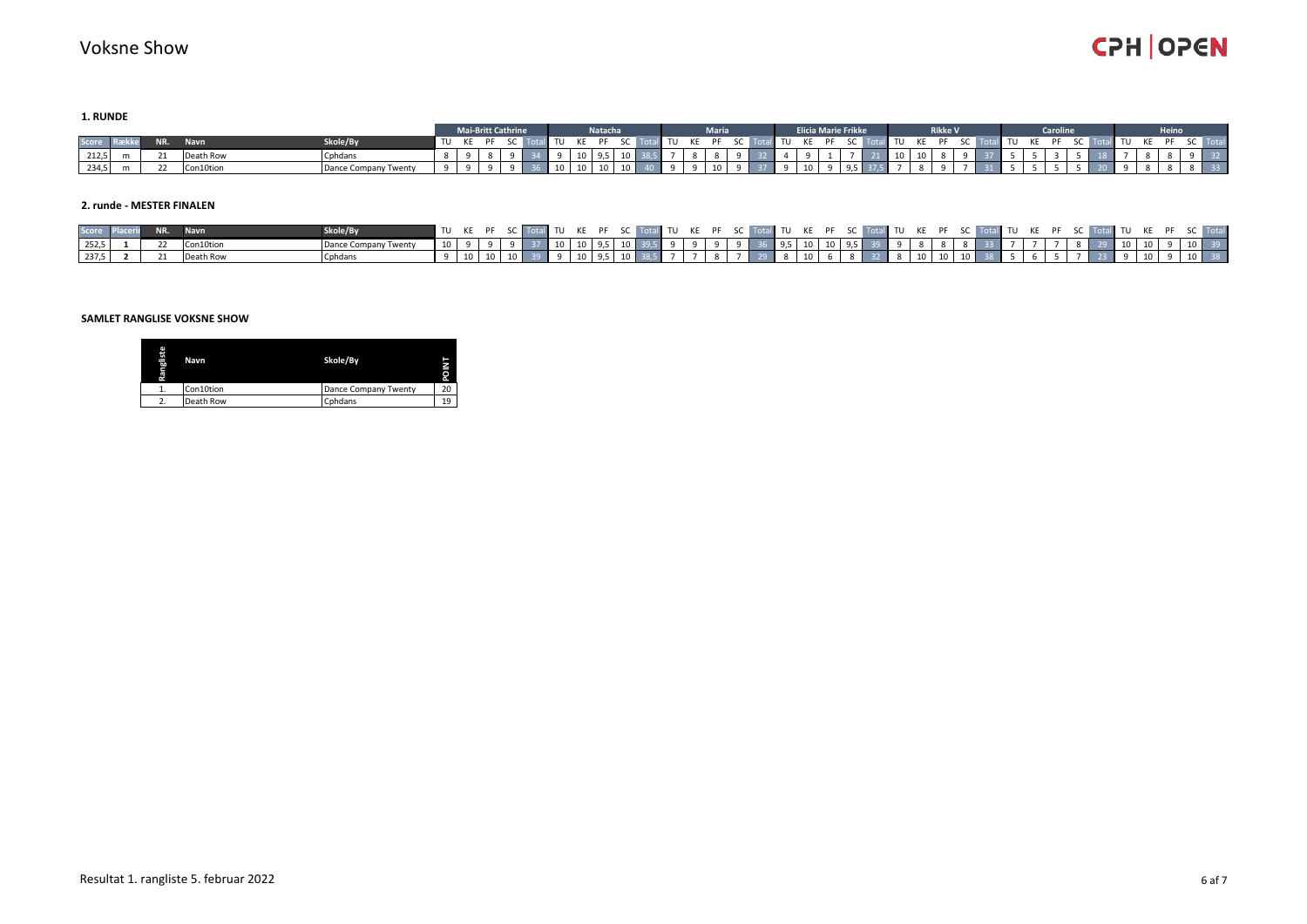# Voksne Show

CPH | OPEN

### 1. RUNDE

| | | | | | Mai-Britt Cathrine | | | | | Natacha | | | | | Maria | | | | | Elicia Marie Frikke | | | | | Rikke V | | | | | Caroline | | | | | Heino | | | | |
|---|---|---|---|---|---|---|---|---|---|---|---|---|---|---|---|---|---|---|---|---|---|---|---|---|---|---|---|---|---|---|---|---|---|---|---|---|---|---|---|
| Score | Række | NR. | Navn | Skole/By | TU | KE | PF | SC | Total | TU | KE | PF | SC | Total | TU | KE | PF | SC | Total | TU | KE | PF | SC | Total | TU | KE | PF | SC | Total | TU | KE | PF | SC | Total | TU | KE | PF | SC | Total |
| 212,5 | m | 21 | Death Row | Cphdans | 8 | 9 | 8 | 9 | 34 | 9 | 10 | 9,5 | 10 | 38,5 | 7 | 8 | 8 | 9 | 32 | 4 | 9 | 1 | 7 | 21 | 10 | 10 | 8 | 9 | 37 | 5 | 5 | 3 | 5 | 18 | 7 | 8 | 8 | 9 | 32 |
| 234,5 | m | 22 | Con10tion | Dance Company Twenty | 9 | 9 | 9 | 9 | 36 | 10 | 10 | 10 | 10 | 40 | 9 | 9 | 10 | 9 | 37 | 9 | 10 | 9 | 9,5 | 37,5 | 7 | 8 | 9 | 7 | 31 | 5 | 5 | 5 | 5 | 20 | 9 | 8 | 8 | 8 | 33 |

### 2. runde - MESTER FINALEN

| Score | Placering | NR. | Navn | Skole/By | TU | KE | PF | SC | Total | TU | KE | PF | SC | Total | TU | KE | PF | SC | Total | TU | KE | PF | SC | Total | TU | KE | PF | SC | Total | TU | KE | PF | SC | Total | TU | KE | PF | SC | Total |
|---|---|---|---|---|---|---|---|---|---|---|---|---|---|---|---|---|---|---|---|---|---|---|---|---|---|---|---|---|---|---|---|---|---|---|---|---|---|---|---|
| 252,5 | **1** | 22 | Con10tion | Dance Company Twenty | 10 | 9 | 9 | 9 | 37 | 10 | 10 | 9,5 | 10 | 39,5 | 9 | 9 | 9 | 9 | 36 | 9,5 | 10 | 10 | 9,5 | 39 | 9 | 8 | 8 | 8 | 33 | 7 | 7 | 7 | 8 | 29 | 10 | 10 | 9 | 10 | 39 |
| 237,5 | **2** | 21 | Death Row | Cphdans | 9 | 10 | 10 | 10 | 39 | 9 | 10 | 9,5 | 10 | 38,5 | 7 | 7 | 8 | 7 | 29 | 8 | 10 | 6 | 8 | 32 | 8 | 10 | 10 | 10 | 38 | 5 | 6 | 5 | 7 | 23 | 9 | 10 | 9 | 10 | 38 |

### SAMLET RANGLISTE VOKSNE SHOW

| Rangliste | Navn | Skole/By | POINT |
|---|---|---|---|
| 1. | Con10tion | Dance Company Twenty | 20 |
| 2. | Death Row | Cphdans | 19 |

Resultat 1. rangliste 5. februar 2022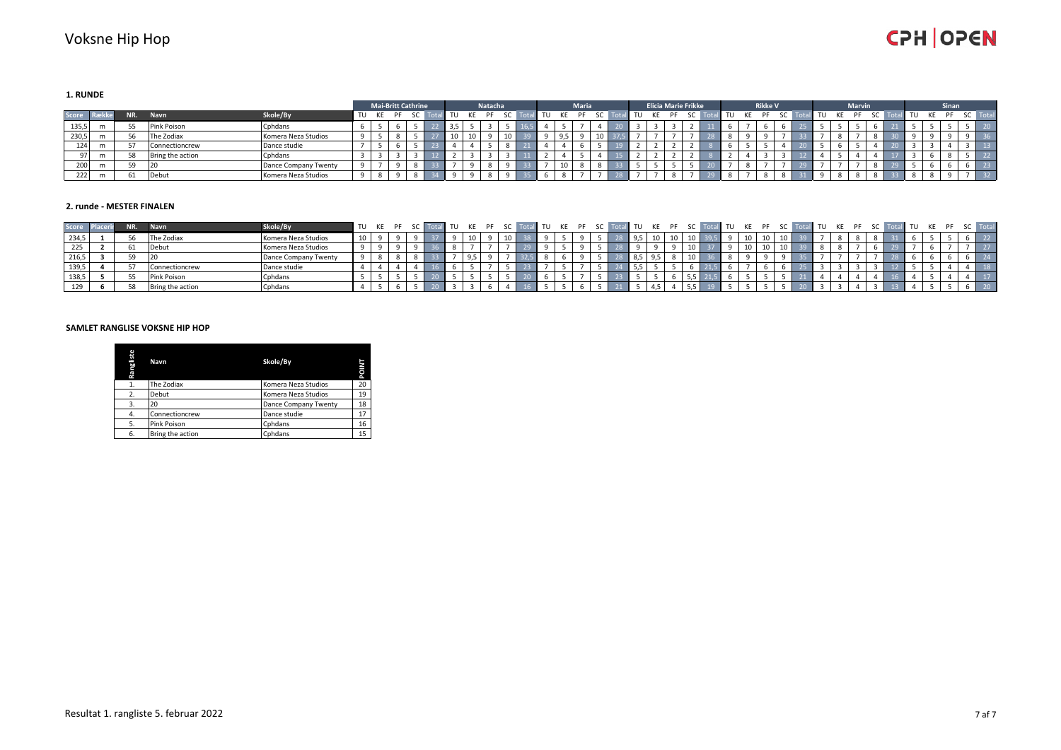# Voksne Hip Hop

### 1. RUNDE

| | | | | | Mai-Britt Cathrine | | | | | Natacha | | | | | Maria | | | | | Elicia Marie Frikke | | | | | Rikke V | | | | | Marvin | | | | | Sinan | | | | |
|---|---|---|---|---|---|---|---|---|---|---|---|---|---|---|---|---|---|---|---|---|---|---|---|---|---|---|---|---|---|---|---|---|---|---|---|---|---|---|---|
| Score | Række | NR. | Navn | Skole/By | TU | KE | PF | SC | Total | TU | KE | PF | SC | Total | TU | KE | PF | SC | Total | TU | KE | PF | SC | Total | TU | KE | PF | SC | Total | TU | KE | PF | SC | Total | TU | KE | PF | SC | Total |
| 135,5 | m | 55 | Pink Poison | Cphdans | 6 | 5 | 6 | 5 | 22 | 3,5 | 5 | 3 | 5 | 16,5 | 4 | 5 | 7 | 4 | 20 | 3 | 3 | 3 | 2 | 11 | 6 | 7 | 6 | 6 | 25 | 5 | 5 | 5 | 6 | 21 | 5 | 5 | 5 | 5 | 20 |
| 230,5 | m | 56 | The Zodiax | Komera Neza Studios | 9 | 5 | 8 | 5 | 27 | 10 | 10 | 9 | 10 | 39 | 9 | 9,5 | 9 | 10 | 37,5 | 7 | 7 | 7 | 7 | 28 | 8 | 9 | 9 | 7 | 33 | 7 | 8 | 7 | 8 | 30 | 9 | 9 | 9 | 9 | 36 |
| 124 | m | 57 | Connectioncrew | Dance studie | 7 | 5 | 6 | 5 | 23 | 4 | 4 | 5 | 8 | 21 | 4 | 4 | 6 | 5 | 19 | 2 | 2 | 2 | 2 | 8 | 6 | 5 | 5 | 4 | 20 | 5 | 6 | 5 | 4 | 20 | 3 | 3 | 4 | 3 | 13 |
| 97 | m | 58 | Bring the action | Cphdans | 3 | 3 | 3 | 3 | 12 | 2 | 3 | 3 | 3 | 11 | 2 | 4 | 5 | 4 | 15 | 2 | 2 | 2 | 2 | 8 | 2 | 4 | 3 | 3 | 12 | 4 | 5 | 4 | 4 | 17 | 3 | 6 | 8 | 5 | 22 |
| 200 | m | 59 | 20 | Dance Company Twenty | 9 | 7 | 9 | 8 | 33 | 7 | 9 | 8 | 9 | 33 | 7 | 10 | 8 | 8 | 33 | 5 | 5 | 5 | 5 | 20 | 7 | 8 | 7 | 7 | 29 | 7 | 7 | 7 | 8 | 29 | 5 | 6 | 6 | 6 | 23 |
| 222 | m | 61 | Debut | Komera Neza Studios | 9 | 8 | 9 | 8 | 34 | 9 | 9 | 8 | 9 | 35 | 6 | 8 | 7 | 7 | 28 | 7 | 7 | 8 | 7 | 29 | 8 | 7 | 8 | 8 | 31 | 9 | 8 | 8 | 8 | 33 | 8 | 8 | 9 | 7 | 32 |

### 2. runde - MESTER FINALEN

| Score | Placering | NR. | Navn | Skole/By | TU | KE | PF | SC | Total | TU | KE | PF | SC | Total | TU | KE | PF | SC | Total | TU | KE | PF | SC | Total | TU | KE | PF | SC | Total | TU | KE | PF | SC | Total | TU | KE | PF | SC | Total |
|---|---|---|---|---|---|---|---|---|---|---|---|---|---|---|---|---|---|---|---|---|---|---|---|---|---|---|---|---|---|---|---|---|---|---|---|---|---|---|---|
| 234,5 | 1 | 56 | The Zodiax | Komera Neza Studios | 10 | 9 | 9 | 9 | 37 | 9 | 10 | 9 | 10 | 38 | 9 | 5 | 9 | 5 | 28 | 9,5 | 10 | 10 | 10 | 39,5 | 9 | 10 | 10 | 10 | 39 | 7 | 8 | 8 | 8 | 31 | 6 | 5 | 5 | 6 | 22 |
| 225 | 2 | 61 | Debut | Komera Neza Studios | 9 | 9 | 9 | 9 | 36 | 8 | 7 | 7 | 7 | 29 | 9 | 5 | 9 | 5 | 28 | 9 | 9 | 9 | 10 | 37 | 9 | 10 | 10 | 10 | 39 | 8 | 8 | 7 | 6 | 29 | 7 | 6 | 7 | 7 | 27 |
| 216,5 | 3 | 59 | 20 | Dance Company Twenty | 9 | 8 | 8 | 8 | 33 | 7 | 9,5 | 9 | 7 | 32,5 | 8 | 6 | 9 | 5 | 28 | 8,5 | 9,5 | 8 | 10 | 36 | 8 | 9 | 9 | 9 | 35 | 7 | 7 | 7 | 7 | 28 | 6 | 6 | 6 | 6 | 24 |
| 139,5 | 4 | 57 | Connectioncrew | Dance studie | 4 | 4 | 4 | 4 | 16 | 6 | 5 | 7 | 5 | 23 | 7 | 5 | 7 | 5 | 24 | 5,5 | 5 | 5 | 6 | 21,5 | 6 | 7 | 6 | 6 | 25 | 3 | 3 | 3 | 3 | 12 | 5 | 5 | 4 | 4 | 18 |
| 138,5 | 5 | 55 | Pink Poison | Cphdans | 5 | 5 | 5 | 5 | 20 | 5 | 5 | 5 | 5 | 20 | 6 | 5 | 7 | 5 | 23 | 5 | 5 | 6 | 5,5 | 21,5 | 6 | 5 | 5 | 5 | 21 | 4 | 4 | 4 | 4 | 16 | 4 | 5 | 4 | 4 | 17 |
| 129 | 6 | 58 | Bring the action | Cphdans | 4 | 5 | 6 | 5 | 20 | 3 | 3 | 6 | 4 | 16 | 5 | 5 | 6 | 5 | 21 | 5 | 4,5 | 4 | 5,5 | 19 | 5 | 5 | 5 | 5 | 20 | 3 | 3 | 4 | 3 | 13 | 4 | 5 | 5 | 6 | 20 |

### SAMLET RANGLISE VOKSNE HIP HOP

| Rangliste | Navn | Skole/By | POINT |
|---|---|---|---|
| 1. | The Zodiax | Komera Neza Studios | 20 |
| 2. | Debut | Komera Neza Studios | 19 |
| 3. | 20 | Dance Company Twenty | 18 |
| 4. | Connectioncrew | Dance studie | 17 |
| 5. | Pink Poison | Cphdans | 16 |
| 6. | Bring the action | Cphdans | 15 |

Resultat 1. rangliste 5. februar 2022